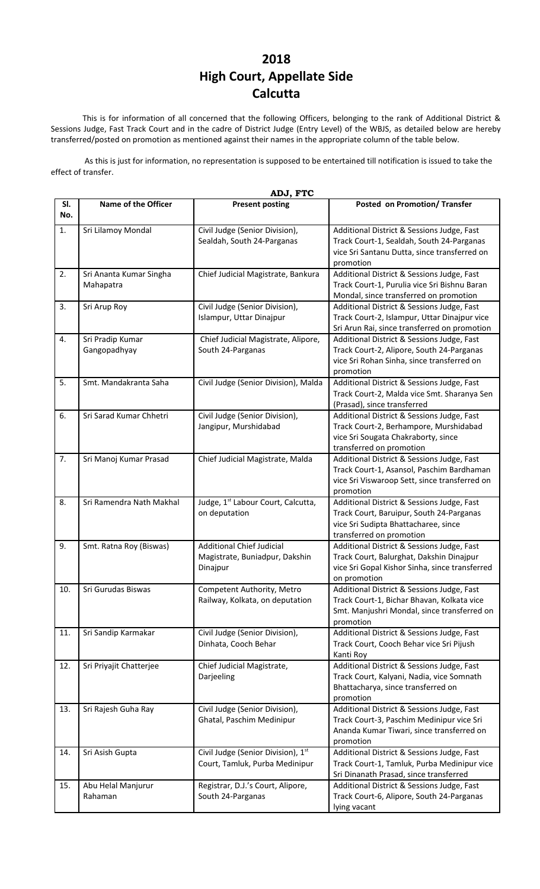# 2018
# High Court, Appellate Side
# Calcutta

This is for information of all concerned that the following Officers, belonging to the rank of Additional District & Sessions Judge, Fast Track Court and in the cadre of District Judge (Entry Level) of the WBJS, as detailed below are hereby transferred/posted on promotion as mentioned against their names in the appropriate column of the table below.

As this is just for information, no representation is supposed to be entertained till notification is issued to take the effect of transfer.

**ADJ, FTC**

| Sl. No. | Name of the Officer | Present posting | Posted on Promotion/ Transfer |
|---|---|---|---|
| 1. | Sri Lilamoy Mondal | Civil Judge (Senior Division), Sealdah, South 24-Parganas | Additional District & Sessions Judge, Fast Track Court-1, Sealdah, South 24-Parganas vice Sri Santanu Dutta, since transferred on promotion |
| 2. | Sri Ananta Kumar Singha Mahapatra | Chief Judicial Magistrate, Bankura | Additional District & Sessions Judge, Fast Track Court-1, Purulia vice Sri Bishnu Baran Mondal, since transferred on promotion |
| 3. | Sri Arup Roy | Civil Judge (Senior Division), Islampur, Uttar Dinajpur | Additional District & Sessions Judge, Fast Track Court-2, Islampur, Uttar Dinajpur vice Sri Arun Rai, since transferred on promotion |
| 4. | Sri Pradip Kumar Gangopadhyay | Chief Judicial Magistrate, Alipore, South 24-Parganas | Additional District & Sessions Judge, Fast Track Court-2, Alipore, South 24-Parganas vice Sri Rohan Sinha, since transferred on promotion |
| 5. | Smt. Mandakranta Saha | Civil Judge (Senior Division), Malda | Additional District & Sessions Judge, Fast Track Court-2, Malda vice Smt. Sharanya Sen (Prasad), since transferred |
| 6. | Sri Sarad Kumar Chhetri | Civil Judge (Senior Division), Jangipur, Murshidabad | Additional District & Sessions Judge, Fast Track Court-2, Berhampore, Murshidabad vice Sri Sougata Chakraborty, since transferred on promotion |
| 7. | Sri Manoj Kumar Prasad | Chief Judicial Magistrate, Malda | Additional District & Sessions Judge, Fast Track Court-1, Asansol, Paschim Bardhaman vice Sri Viswaroop Sett, since transferred on promotion |
| 8. | Sri Ramendra Nath Makhal | Judge, 1st Labour Court, Calcutta, on deputation | Additional District & Sessions Judge, Fast Track Court, Baruipur, South 24-Parganas vice Sri Sudipta Bhattacharee, since transferred on promotion |
| 9. | Smt. Ratna Roy (Biswas) | Additional Chief Judicial Magistrate, Buniadpur, Dakshin Dinajpur | Additional District & Sessions Judge, Fast Track Court, Balurghat, Dakshin Dinajpur vice Sri Gopal Kishor Sinha, since transferred on promotion |
| 10. | Sri Gurudas Biswas | Competent Authority, Metro Railway, Kolkata, on deputation | Additional District & Sessions Judge, Fast Track Court-1, Bichar Bhavan, Kolkata vice Smt. Manjushri Mondal, since transferred on promotion |
| 11. | Sri Sandip Karmakar | Civil Judge (Senior Division), Dinhata, Cooch Behar | Additional District & Sessions Judge, Fast Track Court, Cooch Behar vice Sri Pijush Kanti Roy |
| 12. | Sri Priyajit Chatterjee | Chief Judicial Magistrate, Darjeeling | Additional District & Sessions Judge, Fast Track Court, Kalyani, Nadia, vice Somnath Bhattacharya, since transferred on promotion |
| 13. | Sri Rajesh Guha Ray | Civil Judge (Senior Division), Ghatal, Paschim Medinipur | Additional District & Sessions Judge, Fast Track Court-3, Paschim Medinipur vice Sri Ananda Kumar Tiwari, since transferred on promotion |
| 14. | Sri Asish Gupta | Civil Judge (Senior Division), 1st Court, Tamluk, Purba Medinipur | Additional District & Sessions Judge, Fast Track Court-1, Tamluk, Purba Medinipur vice Sri Dinanath Prasad, since transferred |
| 15. | Abu Helal Manjurur Rahaman | Registrar, D.J.'s Court, Alipore, South 24-Parganas | Additional District & Sessions Judge, Fast Track Court-6, Alipore, South 24-Parganas lying vacant |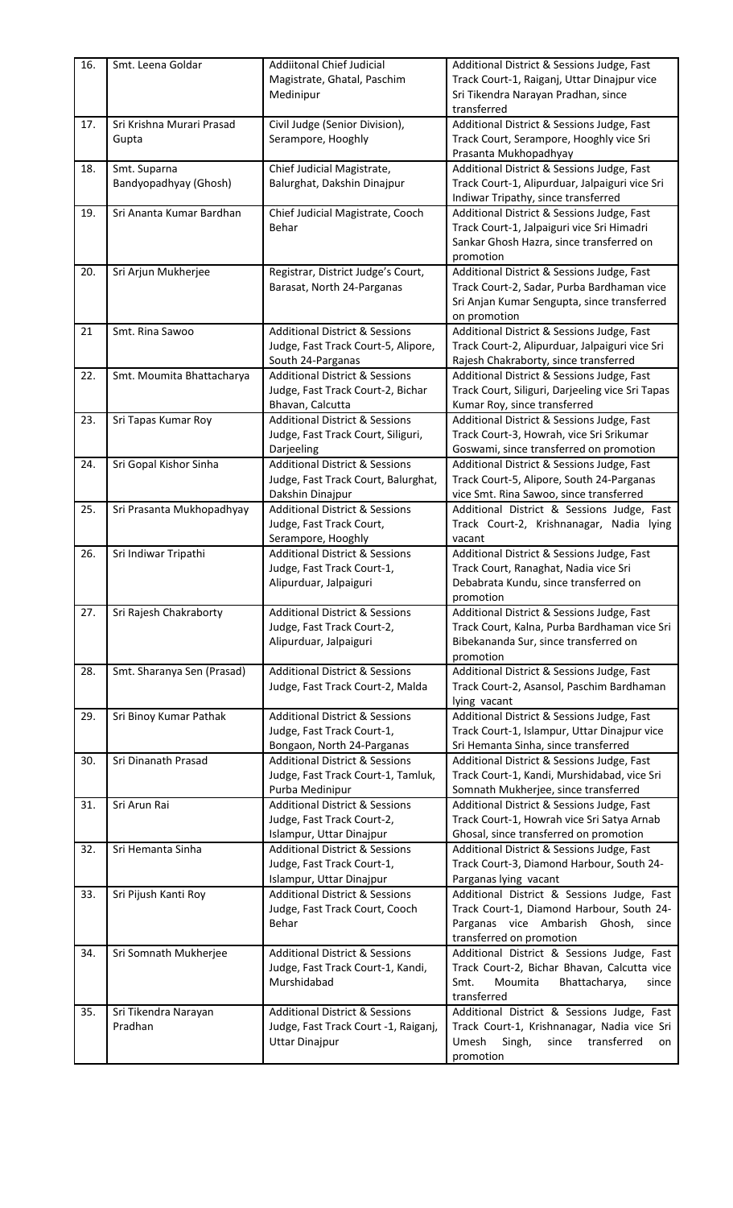| 16. | Smt. Leena Goldar | Addiitonal Chief Judicial Magistrate, Ghatal, Paschim Medinipur | Additional District & Sessions Judge, Fast Track Court-1, Raiganj, Uttar Dinajpur vice Sri Tikendra Narayan Pradhan, since transferred |
|---|---|---|---|
| 17. | Sri Krishna Murari Prasad Gupta | Civil Judge (Senior Division), Serampore, Hooghly | Additional District & Sessions Judge, Fast Track Court, Serampore, Hooghly vice Sri Prasanta Mukhopadhyay |
| 18. | Smt. Suparna Bandyopadhyay (Ghosh) | Chief Judicial Magistrate, Balurghat, Dakshin Dinajpur | Additional District & Sessions Judge, Fast Track Court-1, Alipurduar, Jalpaiguri vice Sri Indiwar Tripathy, since transferred |
| 19. | Sri Ananta Kumar Bardhan | Chief Judicial Magistrate, Cooch Behar | Additional District & Sessions Judge, Fast Track Court-1, Jalpaiguri vice Sri Himadri Sankar Ghosh Hazra, since transferred on promotion |
| 20. | Sri Arjun Mukherjee | Registrar, District Judge's Court, Barasat, North 24-Parganas | Additional District & Sessions Judge, Fast Track Court-2, Sadar, Purba Bardhaman vice Sri Anjan Kumar Sengupta, since transferred on promotion |
| 21 | Smt. Rina Sawoo | Additional District & Sessions Judge, Fast Track Court-5, Alipore, South 24-Parganas | Additional District & Sessions Judge, Fast Track Court-2, Alipurduar, Jalpaiguri vice Sri Rajesh Chakraborty, since transferred |
| 22. | Smt. Moumita Bhattacharya | Additional District & Sessions Judge, Fast Track Court-2, Bichar Bhavan, Calcutta | Additional District & Sessions Judge, Fast Track Court, Siliguri, Darjeeling vice Sri Tapas Kumar Roy, since transferred |
| 23. | Sri Tapas Kumar Roy | Additional District & Sessions Judge, Fast Track Court, Siliguri, Darjeeling | Additional District & Sessions Judge, Fast Track Court-3, Howrah, vice Sri Srikumar Goswami, since transferred on promotion |
| 24. | Sri Gopal Kishor Sinha | Additional District & Sessions Judge, Fast Track Court, Balurghat, Dakshin Dinajpur | Additional District & Sessions Judge, Fast Track Court-5, Alipore, South 24-Parganas vice Smt. Rina Sawoo, since transferred |
| 25. | Sri Prasanta Mukhopadhyay | Additional District & Sessions Judge, Fast Track Court, Serampore, Hooghly | Additional District & Sessions Judge, Fast Track Court-2, Krishnanagar, Nadia lying vacant |
| 26. | Sri Indiwar Tripathi | Additional District & Sessions Judge, Fast Track Court-1, Alipurduar, Jalpaiguri | Additional District & Sessions Judge, Fast Track Court, Ranaghat, Nadia vice Sri Debabrata Kundu, since transferred on promotion |
| 27. | Sri Rajesh Chakraborty | Additional District & Sessions Judge, Fast Track Court-2, Alipurduar, Jalpaiguri | Additional District & Sessions Judge, Fast Track Court, Kalna, Purba Bardhaman vice Sri Bibekananda Sur, since transferred on promotion |
| 28. | Smt. Sharanya Sen (Prasad) | Additional District & Sessions Judge, Fast Track Court-2, Malda | Additional District & Sessions Judge, Fast Track Court-2, Asansol, Paschim Bardhaman lying vacant |
| 29. | Sri Binoy Kumar Pathak | Additional District & Sessions Judge, Fast Track Court-1, Bongaon, North 24-Parganas | Additional District & Sessions Judge, Fast Track Court-1, Islampur, Uttar Dinajpur vice Sri Hemanta Sinha, since transferred |
| 30. | Sri Dinanath Prasad | Additional District & Sessions Judge, Fast Track Court-1, Tamluk, Purba Medinipur | Additional District & Sessions Judge, Fast Track Court-1, Kandi, Murshidabad, vice Sri Somnath Mukherjee, since transferred |
| 31. | Sri Arun Rai | Additional District & Sessions Judge, Fast Track Court-2, Islampur, Uttar Dinajpur | Additional District & Sessions Judge, Fast Track Court-1, Howrah vice Sri Satya Arnab Ghosal, since transferred on promotion |
| 32. | Sri Hemanta Sinha | Additional District & Sessions Judge, Fast Track Court-1, Islampur, Uttar Dinajpur | Additional District & Sessions Judge, Fast Track Court-3, Diamond Harbour, South 24-Parganas lying vacant |
| 33. | Sri Pijush Kanti Roy | Additional District & Sessions Judge, Fast Track Court, Cooch Behar | Additional District & Sessions Judge, Fast Track Court-1, Diamond Harbour, South 24-Parganas vice Ambarish Ghosh, since transferred on promotion |
| 34. | Sri Somnath Mukherjee | Additional District & Sessions Judge, Fast Track Court-1, Kandi, Murshidabad | Additional District & Sessions Judge, Fast Track Court-2, Bichar Bhavan, Calcutta vice Smt. Moumita Bhattacharya, since transferred |
| 35. | Sri Tikendra Narayan Pradhan | Additional District & Sessions Judge, Fast Track Court -1, Raiganj, Uttar Dinajpur | Additional District & Sessions Judge, Fast Track Court-1, Krishnanagar, Nadia vice Sri Umesh Singh, since transferred on promotion |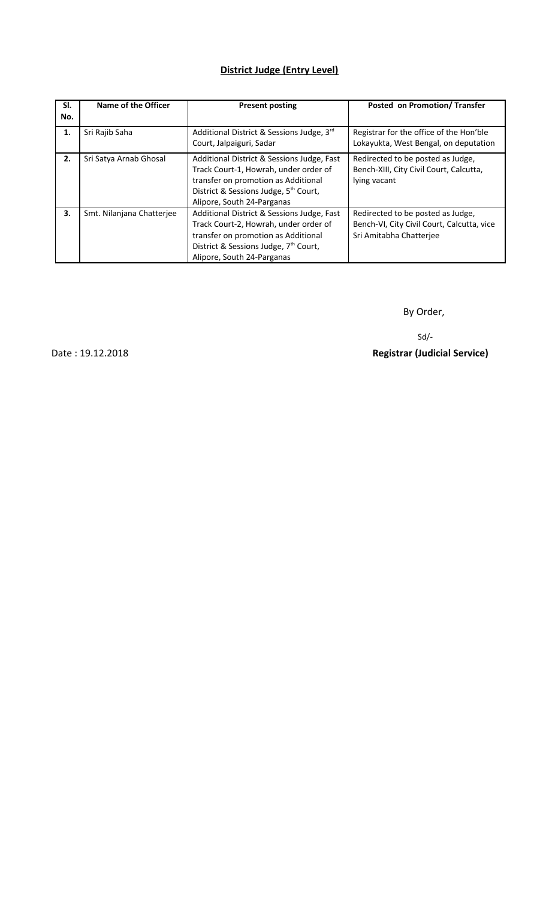## District Judge (Entry Level)

| Sl. No. | Name of the Officer | Present posting | Posted on Promotion/ Transfer |
|---|---|---|---|
| 1. | Sri Rajib Saha | Additional District & Sessions Judge, 3rd Court, Jalpaiguri, Sadar | Registrar for the office of the Hon'ble Lokayukta, West Bengal, on deputation |
| 2. | Sri Satya Arnab Ghosal | Additional District & Sessions Judge, Fast Track Court-1, Howrah, under order of transfer on promotion as Additional District & Sessions Judge, 5th Court, Alipore, South 24-Parganas | Redirected to be posted as Judge, Bench-XIII, City Civil Court, Calcutta, lying vacant |
| 3. | Smt. Nilanjana Chatterjee | Additional District & Sessions Judge, Fast Track Court-2, Howrah, under order of transfer on promotion as Additional District & Sessions Judge, 7th Court, Alipore, South 24-Parganas | Redirected to be posted as Judge, Bench-VI, City Civil Court, Calcutta, vice Sri Amitabha Chatterjee |

By Order,

Sd/-

Date : 19.12.2018 **Registrar (Judicial Service)**